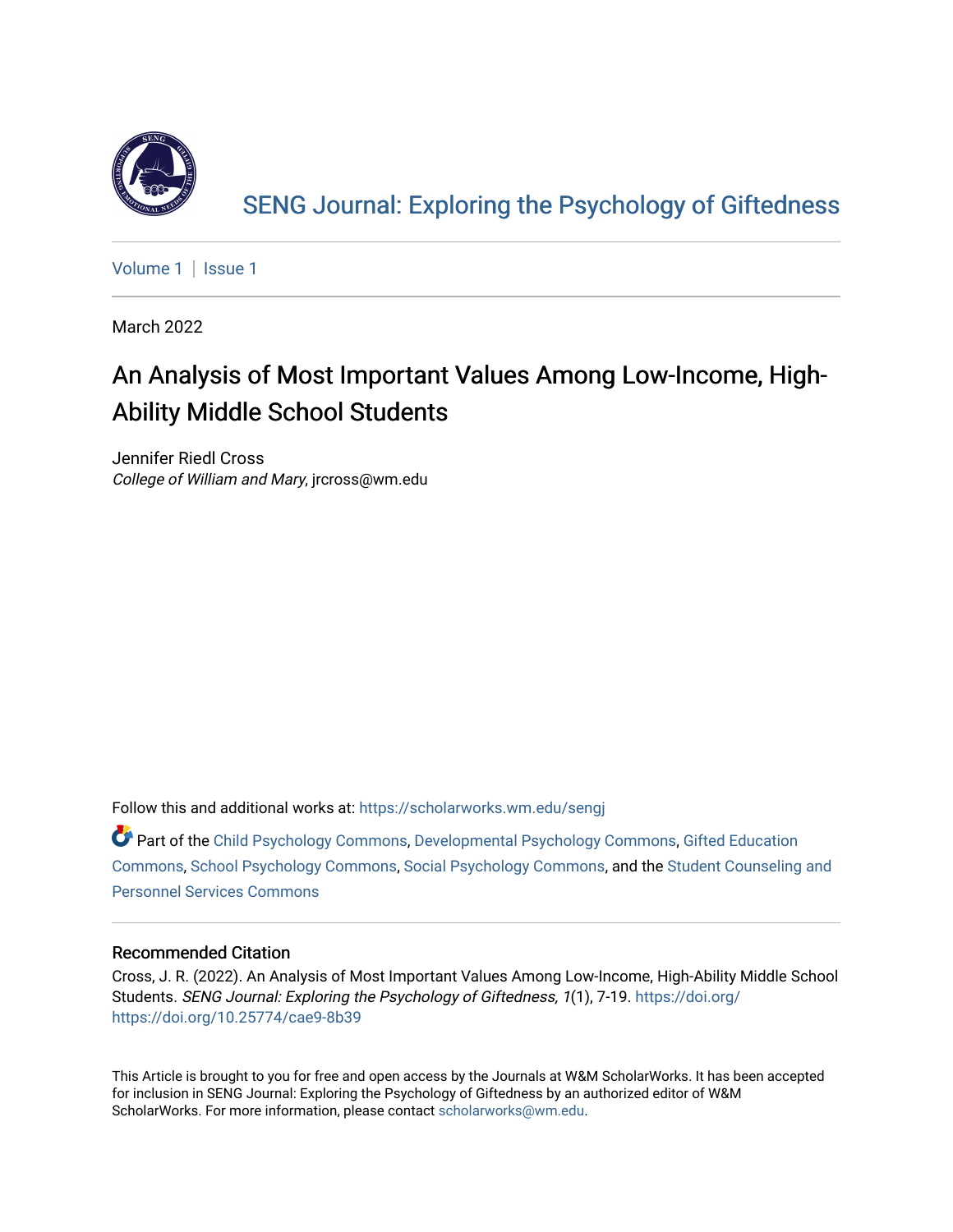SENG Journal: Exploring the Psychology of Giftedness

Volume 1 | Issue 1

March 2022

# An Analysis of Most Important Values Among Low-Income, High-Ability Middle School Students

Jennifer Riedl Cross
*College of William and Mary*, jrcross@wm.edu

Follow this and additional works at: https://scholarworks.wm.edu/sengj

Part of the Child Psychology Commons, Developmental Psychology Commons, Gifted Education Commons, School Psychology Commons, Social Psychology Commons, and the Student Counseling and Personnel Services Commons

## Recommended Citation

Cross, J. R. (2022). An Analysis of Most Important Values Among Low-Income, High-Ability Middle School Students. *SENG Journal: Exploring the Psychology of Giftedness, 1*(1), 7-19. https://doi.org/https://doi.org/10.25774/cae9-8b39

This Article is brought to you for free and open access by the Journals at W&M ScholarWorks. It has been accepted for inclusion in SENG Journal: Exploring the Psychology of Giftedness by an authorized editor of W&M ScholarWorks. For more information, please contact scholarworks@wm.edu.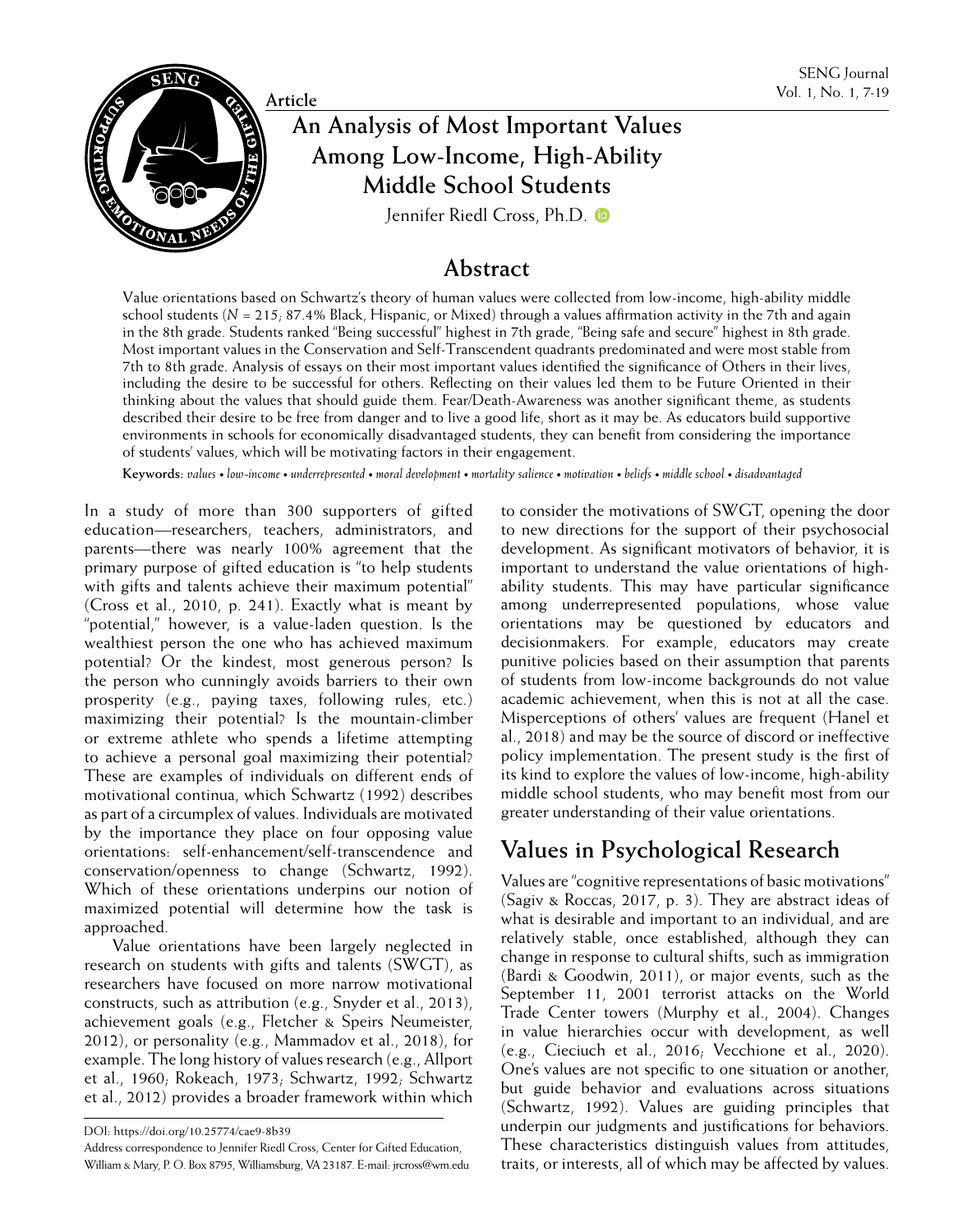Article

# An Analysis of Most Important Values Among Low-Income, High-Ability Middle School Students

Jennifer Riedl Cross, Ph.D.

## Abstract

Value orientations based on Schwartz's theory of human values were collected from low-income, high-ability middle school students (*N* = 215; 87.4% Black, Hispanic, or Mixed) through a values affirmation activity in the 7th and again in the 8th grade. Students ranked "Being successful" highest in 7th grade, "Being safe and secure" highest in 8th grade. Most important values in the Conservation and Self-Transcendent quadrants predominated and were most stable from 7th to 8th grade. Analysis of essays on their most important values identified the significance of Others in their lives, including the desire to be successful for others. Reflecting on their values led them to be Future Oriented in their thinking about the values that should guide them. Fear/Death-Awareness was another significant theme, as students described their desire to be free from danger and to live a good life, short as it may be. As educators build supportive environments in schools for economically disadvantaged students, they can benefit from considering the importance of students' values, which will be motivating factors in their engagement.

**Keywords:** *values • low-income • underrepresented • moral development • mortality salience • motivation • beliefs • middle school • disadvantaged*

In a study of more than 300 supporters of gifted education—researchers, teachers, administrators, and parents—there was nearly 100% agreement that the primary purpose of gifted education is "to help students with gifts and talents achieve their maximum potential" (Cross et al., 2010, p. 241). Exactly what is meant by "potential," however, is a value-laden question. Is the wealthiest person the one who has achieved maximum potential? Or the kindest, most generous person? Is the person who cunningly avoids barriers to their own prosperity (e.g., paying taxes, following rules, etc.) maximizing their potential? Is the mountain-climber or extreme athlete who spends a lifetime attempting to achieve a personal goal maximizing their potential? These are examples of individuals on different ends of motivational continua, which Schwartz (1992) describes as part of a circumplex of values. Individuals are motivated by the importance they place on four opposing value orientations: self-enhancement/self-transcendence and conservation/openness to change (Schwartz, 1992). Which of these orientations underpins our notion of maximized potential will determine how the task is approached.

Value orientations have been largely neglected in research on students with gifts and talents (SWGT), as researchers have focused on more narrow motivational constructs, such as attribution (e.g., Snyder et al., 2013), achievement goals (e.g., Fletcher & Speirs Neumeister, 2012), or personality (e.g., Mammadov et al., 2018), for example. The long history of values research (e.g., Allport et al., 1960; Rokeach, 1973; Schwartz, 1992; Schwartz et al., 2012) provides a broader framework within which to consider the motivations of SWGT, opening the door to new directions for the support of their psychosocial development. As significant motivators of behavior, it is important to understand the value orientations of high-ability students. This may have particular significance among underrepresented populations, whose value orientations may be questioned by educators and decisionmakers. For example, educators may create punitive policies based on their assumption that parents of students from low-income backgrounds do not value academic achievement, when this is not at all the case. Misperceptions of others' values are frequent (Hanel et al., 2018) and may be the source of discord or ineffective policy implementation. The present study is the first of its kind to explore the values of low-income, high-ability middle school students, who may benefit most from our greater understanding of their value orientations.

## Values in Psychological Research

Values are "cognitive representations of basic motivations" (Sagiv & Roccas, 2017, p. 3). They are abstract ideas of what is desirable and important to an individual, and are relatively stable, once established, although they can change in response to cultural shifts, such as immigration (Bardi & Goodwin, 2011), or major events, such as the September 11, 2001 terrorist attacks on the World Trade Center towers (Murphy et al., 2004). Changes in value hierarchies occur with development, as well (e.g., Cieciuch et al., 2016; Vecchione et al., 2020). One's values are not specific to one situation or another, but guide behavior and evaluations across situations (Schwartz, 1992). Values are guiding principles that underpin our judgments and justifications for behaviors. These characteristics distinguish values from attitudes, traits, or interests, all of which may be affected by values.

DOI: https://doi.org/10.25774/cae9-8b39

Address correspondence to Jennifer Riedl Cross, Center for Gifted Education, William & Mary, P. O. Box 8795, Williamsburg, VA 23187. E-mail: jrcross@wm.edu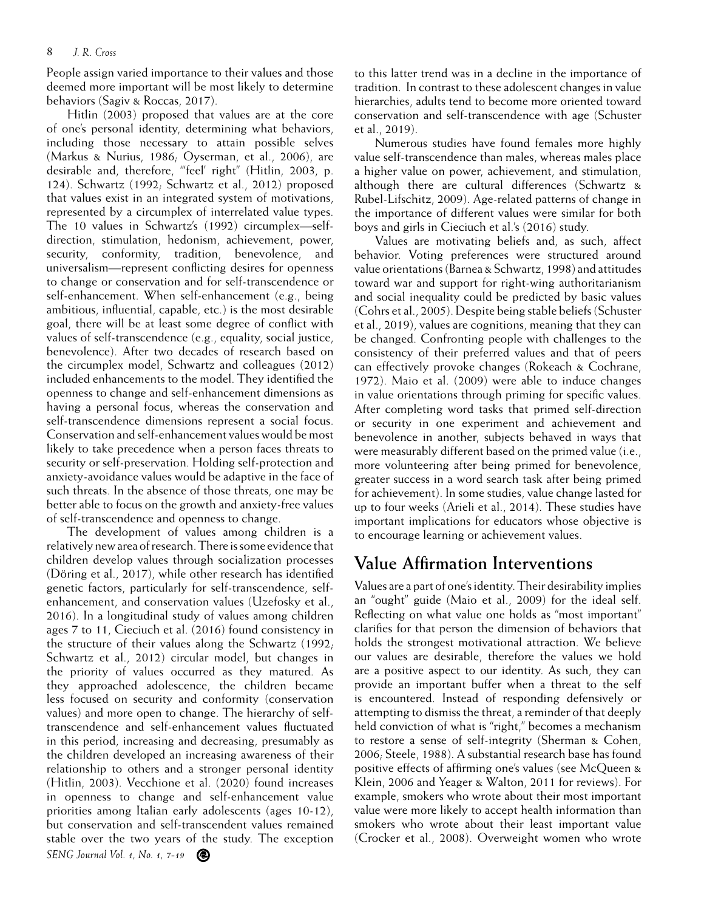People assign varied importance to their values and those deemed more important will be most likely to determine behaviors (Sagiv & Roccas, 2017).

Hitlin (2003) proposed that values are at the core of one's personal identity, determining what behaviors, including those necessary to attain possible selves (Markus & Nurius, 1986; Oyserman, et al., 2006), are desirable and, therefore, "'feel' right" (Hitlin, 2003, p. 124). Schwartz (1992; Schwartz et al., 2012) proposed that values exist in an integrated system of motivations, represented by a circumplex of interrelated value types. The 10 values in Schwartz's (1992) circumplex—self-direction, stimulation, hedonism, achievement, power, security, conformity, tradition, benevolence, and universalism—represent conflicting desires for openness to change or conservation and for self-transcendence or self-enhancement. When self-enhancement (e.g., being ambitious, influential, capable, etc.) is the most desirable goal, there will be at least some degree of conflict with values of self-transcendence (e.g., equality, social justice, benevolence). After two decades of research based on the circumplex model, Schwartz and colleagues (2012) included enhancements to the model. They identified the openness to change and self-enhancement dimensions as having a personal focus, whereas the conservation and self-transcendence dimensions represent a social focus. Conservation and self-enhancement values would be most likely to take precedence when a person faces threats to security or self-preservation. Holding self-protection and anxiety-avoidance values would be adaptive in the face of such threats. In the absence of those threats, one may be better able to focus on the growth and anxiety-free values of self-transcendence and openness to change.

The development of values among children is a relatively new area of research. There is some evidence that children develop values through socialization processes (Döring et al., 2017), while other research has identified genetic factors, particularly for self-transcendence, self-enhancement, and conservation values (Uzefosky et al., 2016). In a longitudinal study of values among children ages 7 to 11, Cieciuch et al. (2016) found consistency in the structure of their values along the Schwartz (1992; Schwartz et al., 2012) circular model, but changes in the priority of values occurred as they matured. As they approached adolescence, the children became less focused on security and conformity (conservation values) and more open to change. The hierarchy of self-transcendence and self-enhancement values fluctuated in this period, increasing and decreasing, presumably as the children developed an increasing awareness of their relationship to others and a stronger personal identity (Hitlin, 2003). Vecchione et al. (2020) found increases in openness to change and self-enhancement value priorities among Italian early adolescents (ages 10-12), but conservation and self-transcendent values remained stable over the two years of the study. The exception to this latter trend was in a decline in the importance of tradition. In contrast to these adolescent changes in value hierarchies, adults tend to become more oriented toward conservation and self-transcendence with age (Schuster et al., 2019).

Numerous studies have found females more highly value self-transcendence than males, whereas males place a higher value on power, achievement, and stimulation, although there are cultural differences (Schwartz & Rubel-Lifschitz, 2009). Age-related patterns of change in the importance of different values were similar for both boys and girls in Cieciuch et al.'s (2016) study.

Values are motivating beliefs and, as such, affect behavior. Voting preferences were structured around value orientations (Barnea & Schwartz, 1998) and attitudes toward war and support for right-wing authoritarianism and social inequality could be predicted by basic values (Cohrs et al., 2005). Despite being stable beliefs (Schuster et al., 2019), values are cognitions, meaning that they can be changed. Confronting people with challenges to the consistency of their preferred values and that of peers can effectively provoke changes (Rokeach & Cochrane, 1972). Maio et al. (2009) were able to induce changes in value orientations through priming for specific values. After completing word tasks that primed self-direction or security in one experiment and achievement and benevolence in another, subjects behaved in ways that were measurably different based on the primed value (i.e., more volunteering after being primed for benevolence, greater success in a word search task after being primed for achievement). In some studies, value change lasted for up to four weeks (Arieli et al., 2014). These studies have important implications for educators whose objective is to encourage learning or achievement values.

## Value Affirmation Interventions

Values are a part of one's identity. Their desirability implies an "ought" guide (Maio et al., 2009) for the ideal self. Reflecting on what value one holds as "most important" clarifies for that person the dimension of behaviors that holds the strongest motivational attraction. We believe our values are desirable, therefore the values we hold are a positive aspect to our identity. As such, they can provide an important buffer when a threat to the self is encountered. Instead of responding defensively or attempting to dismiss the threat, a reminder of that deeply held conviction of what is "right," becomes a mechanism to restore a sense of self-integrity (Sherman & Cohen, 2006; Steele, 1988). A substantial research base has found positive effects of affirming one's values (see McQueen & Klein, 2006 and Yeager & Walton, 2011 for reviews). For example, smokers who wrote about their most important value were more likely to accept health information than smokers who wrote about their least important value (Crocker et al., 2008). Overweight women who wrote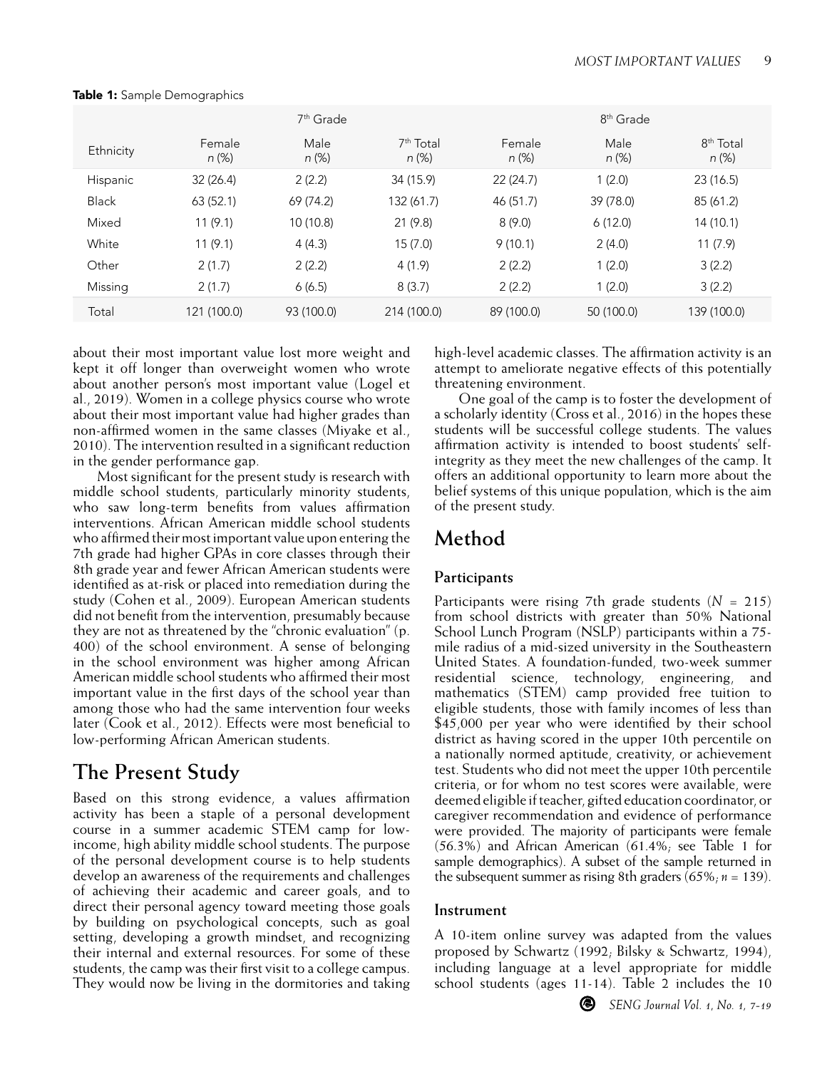**Table 1:** Sample Demographics

| Ethnicity | 7th Grade | | | 8th Grade | | |
|---|---|---|---|---|---|---|
| | Female *n* (%) | Male *n* (%) | 7th Total *n* (%) | Female *n* (%) | Male *n* (%) | 8th Total *n* (%) |
| Hispanic | 32 (26.4) | 2 (2.2) | 34 (15.9) | 22 (24.7) | 1 (2.0) | 23 (16.5) |
| Black | 63 (52.1) | 69 (74.2) | 132 (61.7) | 46 (51.7) | 39 (78.0) | 85 (61.2) |
| Mixed | 11 (9.1) | 10 (10.8) | 21 (9.8) | 8 (9.0) | 6 (12.0) | 14 (10.1) |
| White | 11 (9.1) | 4 (4.3) | 15 (7.0) | 9 (10.1) | 2 (4.0) | 11 (7.9) |
| Other | 2 (1.7) | 2 (2.2) | 4 (1.9) | 2 (2.2) | 1 (2.0) | 3 (2.2) |
| Missing | 2 (1.7) | 6 (6.5) | 8 (3.7) | 2 (2.2) | 1 (2.0) | 3 (2.2) |
| Total | 121 (100.0) | 93 (100.0) | 214 (100.0) | 89 (100.0) | 50 (100.0) | 139 (100.0) |

about their most important value lost more weight and kept it off longer than overweight women who wrote about another person's most important value (Logel et al., 2019). Women in a college physics course who wrote about their most important value had higher grades than non-affirmed women in the same classes (Miyake et al., 2010). The intervention resulted in a significant reduction in the gender performance gap.

Most significant for the present study is research with middle school students, particularly minority students, who saw long-term benefits from values affirmation interventions. African American middle school students who affirmed their most important value upon entering the 7th grade had higher GPAs in core classes through their 8th grade year and fewer African American students were identified as at-risk or placed into remediation during the study (Cohen et al., 2009). European American students did not benefit from the intervention, presumably because they are not as threatened by the "chronic evaluation" (p. 400) of the school environment. A sense of belonging in the school environment was higher among African American middle school students who affirmed their most important value in the first days of the school year than among those who had the same intervention four weeks later (Cook et al., 2012). Effects were most beneficial to low-performing African American students.

## The Present Study

Based on this strong evidence, a values affirmation activity has been a staple of a personal development course in a summer academic STEM camp for low-income, high ability middle school students. The purpose of the personal development course is to help students develop an awareness of the requirements and challenges of achieving their academic and career goals, and to direct their personal agency toward meeting those goals by building on psychological concepts, such as goal setting, developing a growth mindset, and recognizing their internal and external resources. For some of these students, the camp was their first visit to a college campus. They would now be living in the dormitories and taking high-level academic classes. The affirmation activity is an attempt to ameliorate negative effects of this potentially threatening environment.

One goal of the camp is to foster the development of a scholarly identity (Cross et al., 2016) in the hopes these students will be successful college students. The values affirmation activity is intended to boost students' self-integrity as they meet the new challenges of the camp. It offers an additional opportunity to learn more about the belief systems of this unique population, which is the aim of the present study.

# Method

### Participants

Participants were rising 7th grade students ($N$ = 215) from school districts with greater than 50% National School Lunch Program (NSLP) participants within a 75-mile radius of a mid-sized university in the Southeastern United States. A foundation-funded, two-week summer residential science, technology, engineering, and mathematics (STEM) camp provided free tuition to eligible students, those with family incomes of less than $45,000 per year who were identified by their school district as having scored in the upper 10th percentile on a nationally normed aptitude, creativity, or achievement test. Students who did not meet the upper 10th percentile criteria, or for whom no test scores were available, were deemed eligible if teacher, gifted education coordinator, or caregiver recommendation and evidence of performance were provided. The majority of participants were female (56.3%) and African American (61.4%; see Table 1 for sample demographics). A subset of the sample returned in the subsequent summer as rising 8th graders (65%; $n$ = 139).

### Instrument

A 10-item online survey was adapted from the values proposed by Schwartz (1992; Bilsky & Schwartz, 1994), including language at a level appropriate for middle school students (ages 11-14). Table 2 includes the 10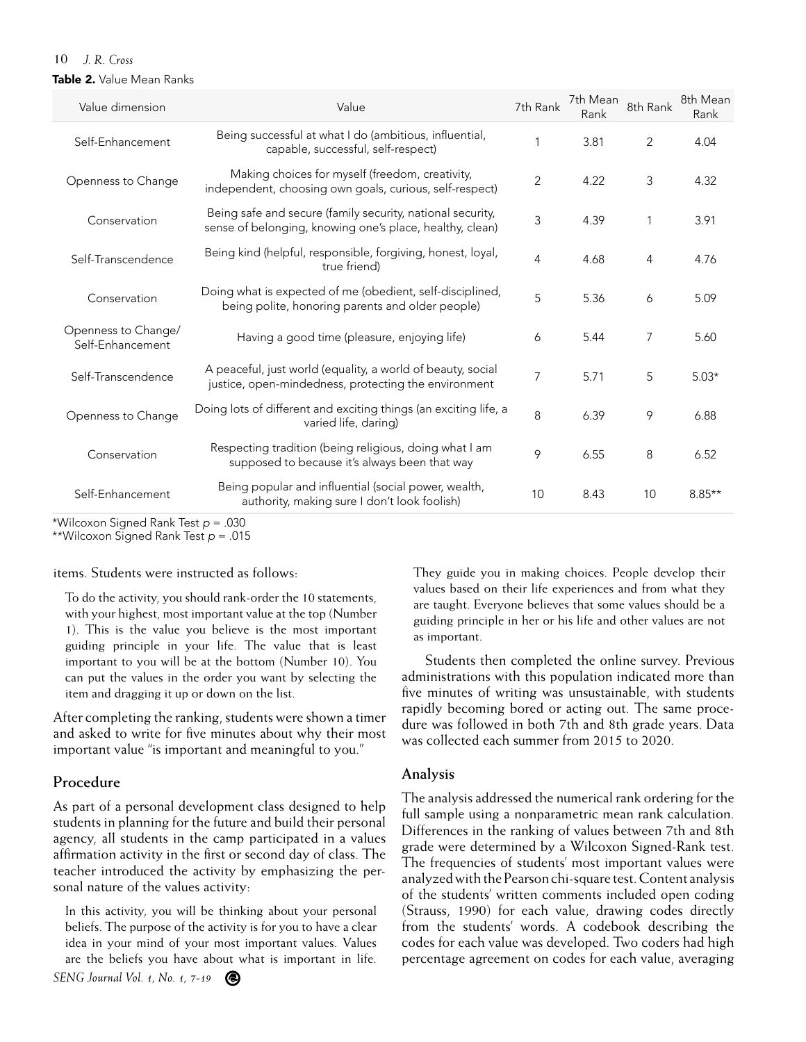**Table 2.** Value Mean Ranks

| Value dimension | Value | 7th Rank | 7th Mean Rank | 8th Rank | 8th Mean Rank |
|---|---|---|---|---|---|
| Self-Enhancement | Being successful at what I do (ambitious, influential, capable, successful, self-respect) | 1 | 3.81 | 2 | 4.04 |
| Openness to Change | Making choices for myself (freedom, creativity, independent, choosing own goals, curious, self-respect) | 2 | 4.22 | 3 | 4.32 |
| Conservation | Being safe and secure (family security, national security, sense of belonging, knowing one's place, healthy, clean) | 3 | 4.39 | 1 | 3.91 |
| Self-Transcendence | Being kind (helpful, responsible, forgiving, honest, loyal, true friend) | 4 | 4.68 | 4 | 4.76 |
| Conservation | Doing what is expected of me (obedient, self-disciplined, being polite, honoring parents and older people) | 5 | 5.36 | 6 | 5.09 |
| Openness to Change/ Self-Enhancement | Having a good time (pleasure, enjoying life) | 6 | 5.44 | 7 | 5.60 |
| Self-Transcendence | A peaceful, just world (equality, a world of beauty, social justice, open-mindedness, protecting the environment | 7 | 5.71 | 5 | 5.03* |
| Openness to Change | Doing lots of different and exciting things (an exciting life, a varied life, daring) | 8 | 6.39 | 9 | 6.88 |
| Conservation | Respecting tradition (being religious, doing what I am supposed to because it's always been that way | 9 | 6.55 | 8 | 6.52 |
| Self-Enhancement | Being popular and influential (social power, wealth, authority, making sure I don't look foolish) | 10 | 8.43 | 10 | 8.85** |

*Wilcoxon Signed Rank Test $p = .030$
**Wilcoxon Signed Rank Test $p = .015$

items. Students were instructed as follows:

> To do the activity, you should rank-order the 10 statements, with your highest, most important value at the top (Number 1). This is the value you believe is the most important guiding principle in your life. The value that is least important to you will be at the bottom (Number 10). You can put the values in the order you want by selecting the item and dragging it up or down on the list.

After completing the ranking, students were shown a timer and asked to write for five minutes about why their most important value "is important and meaningful to you."

## Procedure

As part of a personal development class designed to help students in planning for the future and build their personal agency, all students in the camp participated in a values affirmation activity in the first or second day of class. The teacher introduced the activity by emphasizing the personal nature of the values activity:

> In this activity, you will be thinking about your personal beliefs. The purpose of the activity is for you to have a clear idea in your mind of your most important values. Values are the beliefs you have about what is important in life. They guide you in making choices. People develop their values based on their life experiences and from what they are taught. Everyone believes that some values should be a guiding principle in her or his life and other values are not as important.

Students then completed the online survey. Previous administrations with this population indicated more than five minutes of writing was unsustainable, with students rapidly becoming bored or acting out. The same procedure was followed in both 7th and 8th grade years. Data was collected each summer from 2015 to 2020.

## Analysis

The analysis addressed the numerical rank ordering for the full sample using a nonparametric mean rank calculation. Differences in the ranking of values between 7th and 8th grade were determined by a Wilcoxon Signed-Rank test. The frequencies of students' most important values were analyzed with the Pearson chi-square test. Content analysis of the students' written comments included open coding (Strauss, 1990) for each value, drawing codes directly from the students' words. A codebook describing the codes for each value was developed. Two coders had high percentage agreement on codes for each value, averaging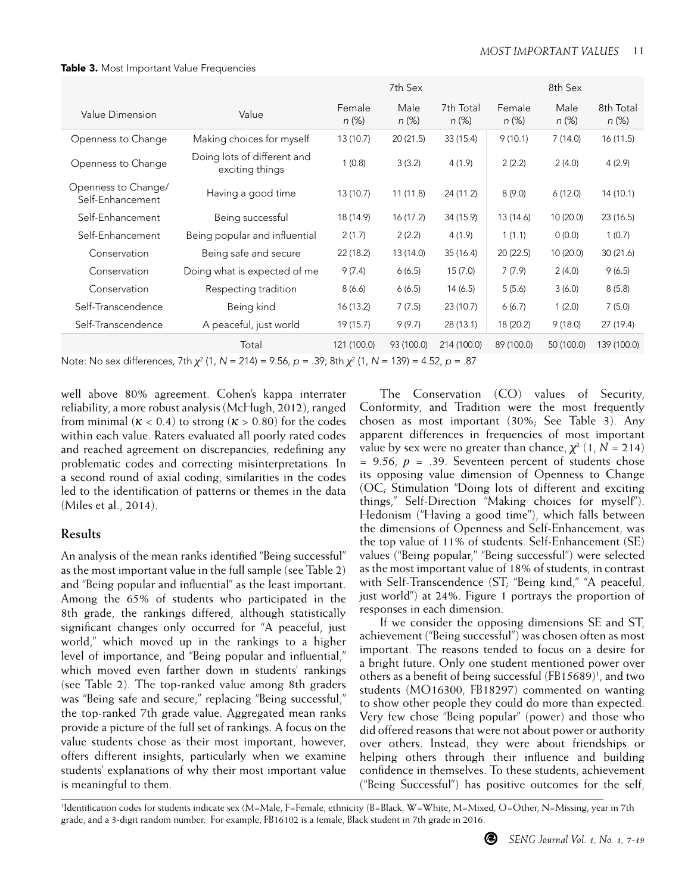**Table 3.** Most Important Value Frequencies

| Value Dimension | Value | 7th Sex | | | 8th Sex | | |
|---|---|---|---|---|---|---|---|
| | | Female *n* (%) | Male *n* (%) | 7th Total *n* (%) | Female *n* (%) | Male *n* (%) | 8th Total *n* (%) |
| Openness to Change | Making choices for myself | 13 (10.7) | 20 (21.5) | 33 (15.4) | 9 (10.1) | 7 (14.0) | 16 (11.5) |
| Openness to Change | Doing lots of different and exciting things | 1 (0.8) | 3 (3.2) | 4 (1.9) | 2 (2.2) | 2 (4.0) | 4 (2.9) |
| Openness to Change/ Self-Enhancement | Having a good time | 13 (10.7) | 11 (11.8) | 24 (11.2) | 8 (9.0) | 6 (12.0) | 14 (10.1) |
| Self-Enhancement | Being successful | 18 (14.9) | 16 (17.2) | 34 (15.9) | 13 (14.6) | 10 (20.0) | 23 (16.5) |
| Self-Enhancement | Being popular and influential | 2 (1.7) | 2 (2.2) | 4 (1.9) | 1 (1.1) | 0 (0.0) | 1 (0.7) |
| Conservation | Being safe and secure | 22 (18.2) | 13 (14.0) | 35 (16.4) | 20 (22.5) | 10 (20.0) | 30 (21.6) |
| Conservation | Doing what is expected of me | 9 (7.4) | 6 (6.5) | 15 (7.0) | 7 (7.9) | 2 (4.0) | 9 (6.5) |
| Conservation | Respecting tradition | 8 (6.6) | 6 (6.5) | 14 (6.5) | 5 (5.6) | 3 (6.0) | 8 (5.8) |
| Self-Transcendence | Being kind | 16 (13.2) | 7 (7.5) | 23 (10.7) | 6 (6.7) | 1 (2.0) | 7 (5.0) |
| Self-Transcendence | A peaceful, just world | 19 (15.7) | 9 (9.7) | 28 (13.1) | 18 (20.2) | 9 (18.0) | 27 (19.4) |
| | Total | 121 (100.0) | 93 (100.0) | 214 (100.0) | 89 (100.0) | 50 (100.0) | 139 (100.0) |

Note: No sex differences, 7th $\chi^2$ (1, *N* = 214) = 9.56, *p* = .39; 8th $\chi^2$ (1, *N* = 139) = 4.52, *p* = .87

well above 80% agreement. Cohen's kappa interrater reliability, a more robust analysis (McHugh, 2012), ranged from minimal ($\kappa < 0.4$) to strong ($\kappa > 0.80$) for the codes within each value. Raters evaluated all poorly rated codes and reached agreement on discrepancies, redefining any problematic codes and correcting misinterpretations. In a second round of axial coding, similarities in the codes led to the identification of patterns or themes in the data (Miles et al., 2014).

## Results

An analysis of the mean ranks identified "Being successful" as the most important value in the full sample (see Table 2) and "Being popular and influential" as the least important. Among the 65% of students who participated in the 8th grade, the rankings differed, although statistically significant changes only occurred for "A peaceful, just world," which moved up in the rankings to a higher level of importance, and "Being popular and influential," which moved even farther down in students' rankings (see Table 2). The top-ranked value among 8th graders was "Being safe and secure," replacing "Being successful," the top-ranked 7th grade value. Aggregated mean ranks provide a picture of the full set of rankings. A focus on the value students chose as their most important, however, offers different insights, particularly when we examine students' explanations of why their most important value is meaningful to them.

The Conservation (CO) values of Security, Conformity, and Tradition were the most frequently chosen as most important (30%; See Table 3). Any apparent differences in frequencies of most important value by sex were no greater than chance, $\chi^2$ (1, *N* = 214) = 9.56, *p* = .39. Seventeen percent of students chose its opposing value dimension of Openness to Change (OC; Stimulation "Doing lots of different and exciting things," Self-Direction "Making choices for myself"). Hedonism ("Having a good time"), which falls between the dimensions of Openness and Self-Enhancement, was the top value of 11% of students. Self-Enhancement (SE) values ("Being popular," "Being successful") were selected as the most important value of 18% of students, in contrast with Self-Transcendence (ST; "Being kind," "A peaceful, just world") at 24%. Figure 1 portrays the proportion of responses in each dimension.

If we consider the opposing dimensions SE and ST, achievement ("Being successful") was chosen often as most important. The reasons tended to focus on a desire for a bright future. Only one student mentioned power over others as a benefit of being successful (FB15689)[1], and two students (MO16300, FB18297) commented on wanting to show other people they could do more than expected. Very few chose "Being popular" (power) and those who did offered reasons that were not about power or authority over others. Instead, they were about friendships or helping others through their influence and building confidence in themselves. To these students, achievement ("Being Successful") has positive outcomes for the self,

[1]Identification codes for students indicate sex (M=Male, F=Female, ethnicity (B=Black, W=White, M=Mixed, O=Other, N=Missing, year in 7th grade, and a 3-digit random number. For example, FB16102 is a female, Black student in 7th grade in 2016.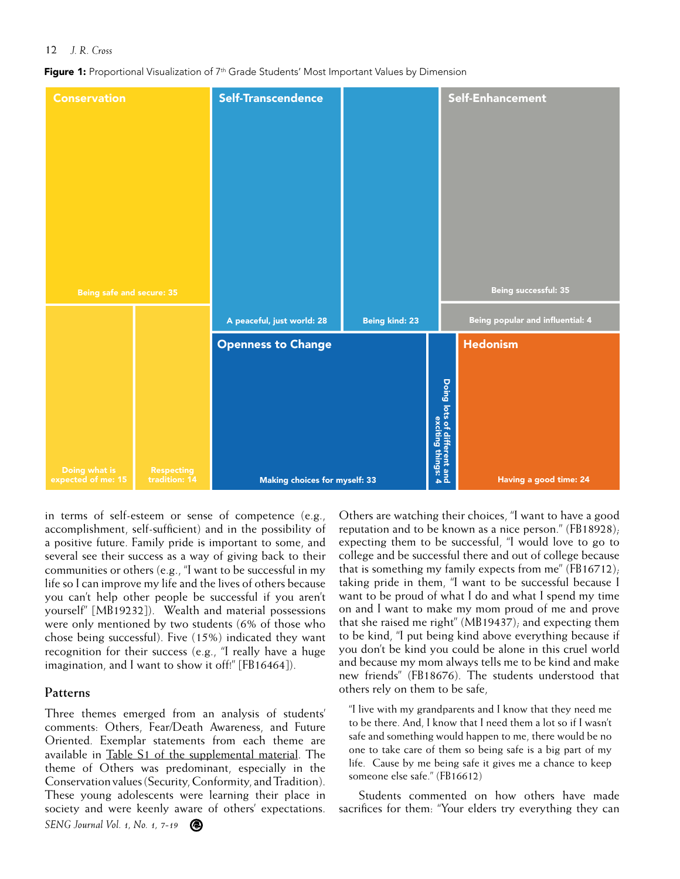**Figure 1:** Proportional Visualization of 7th Grade Students' Most Important Values by Dimension

Conservation
- Being safe and secure: 35
- Doing what is expected of me: 15
- Respecting tradition: 14

Self-Transcendence
- A peaceful, just world: 28
- Being kind: 23

Self-Enhancement
- Being successful: 35
- Being popular and influential: 4

Openness to Change
- Making choices for myself: 33
- Doing lots of different and exciting things: 4

Hedonism
- Having a good time: 24

in terms of self-esteem or sense of competence (e.g., accomplishment, self-sufficient) and in the possibility of a positive future. Family pride is important to some, and several see their success as a way of giving back to their communities or others (e.g., "I want to be successful in my life so I can improve my life and the lives of others because you can't help other people be successful if you aren't yourself" [MB19232]). Wealth and material possessions were only mentioned by two students (6% of those who chose being successful). Five (15%) indicated they want recognition for their success (e.g., "I really have a huge imagination, and I want to show it off!" [FB16464]).

## Patterns

Three themes emerged from an analysis of students' comments: Others, Fear/Death Awareness, and Future Oriented. Exemplar statements from each theme are available in Table S1 of the supplemental material. The theme of Others was predominant, especially in the Conservation values (Security, Conformity, and Tradition). These young adolescents were learning their place in society and were keenly aware of others' expectations. Others are watching their choices, "I want to have a good reputation and to be known as a nice person." (FB18928); expecting them to be successful, "I would love to go to college and be successful there and out of college because that is something my family expects from me" (FB16712); taking pride in them, "I want to be successful because I want to be proud of what I do and what I spend my time on and I want to make my mom proud of me and prove that she raised me right" (MB19437); and expecting them to be kind, "I put being kind above everything because if you don't be kind you could be alone in this cruel world and because my mom always tells me to be kind and make new friends" (FB18676). The students understood that others rely on them to be safe,

> "I live with my grandparents and I know that they need me to be there. And, I know that I need them a lot so if I wasn't safe and something would happen to me, there would be no one to take care of them so being safe is a big part of my life. Cause by me being safe it gives me a chance to keep someone else safe." (FB16612)

Students commented on how others have made sacrifices for them: "Your elders try everything they can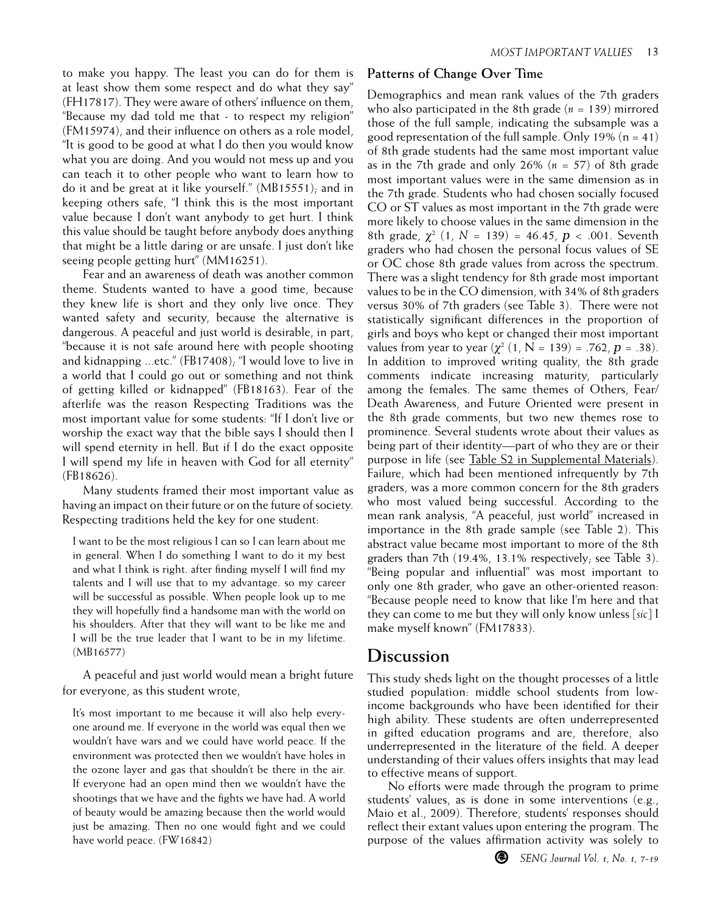to make you happy. The least you can do for them is at least show them some respect and do what they say" (FH17817). They were aware of others' influence on them, "Because my dad told me that - to respect my religion" (FM15974), and their influence on others as a role model, "It is good to be good at what I do then you would know what you are doing. And you would not mess up and you can teach it to other people who want to learn how to do it and be great at it like yourself." (MB15551); and in keeping others safe, "I think this is the most important value because I don't want anybody to get hurt. I think this value should be taught before anybody does anything that might be a little daring or are unsafe. I just don't like seeing people getting hurt" (MM16251).

Fear and an awareness of death was another common theme. Students wanted to have a good time, because they knew life is short and they only live once. They wanted safety and security, because the alternative is dangerous. A peaceful and just world is desirable, in part, "because it is not safe around here with people shooting and kidnapping ...etc." (FB17408); "I would love to live in a world that I could go out or something and not think of getting killed or kidnapped" (FB18163). Fear of the afterlife was the reason Respecting Traditions was the most important value for some students: "If I don't live or worship the exact way that the bible says I should then I will spend eternity in hell. But if I do the exact opposite I will spend my life in heaven with God for all eternity" (FB18626).

Many students framed their most important value as having an impact on their future or on the future of society. Respecting traditions held the key for one student:

> I want to be the most religious I can so I can learn about me in general. When I do something I want to do it my best and what I think is right. after finding myself I will find my talents and I will use that to my advantage. so my career will be successful as possible. When people look up to me they will hopefully find a handsome man with the world on his shoulders. After that they will want to be like me and I will be the true leader that I want to be in my lifetime. (MB16577)

A peaceful and just world would mean a bright future for everyone, as this student wrote,

> It's most important to me because it will also help everyone around me. If everyone in the world was equal then we wouldn't have wars and we could have world peace. If the environment was protected then we wouldn't have holes in the ozone layer and gas that shouldn't be there in the air. If everyone had an open mind then we wouldn't have the shootings that we have and the fights we have had. A world of beauty would be amazing because then the world would just be amazing. Then no one would fight and we could have world peace. (FW16842)

### Patterns of Change Over Time

Demographics and mean rank values of the 7th graders who also participated in the 8th grade ($n$ = 139) mirrored those of the full sample, indicating the subsample was a good representation of the full sample. Only 19% (n = 41) of 8th grade students had the same most important value as in the 7th grade and only 26% ($n$ = 57) of 8th grade most important values were in the same dimension as in the 7th grade. Students who had chosen socially focused CO or ST values as most important in the 7th grade were more likely to choose values in the same dimension in the 8th grade, $\chi^2$ (1, $N$ = 139) = 46.45, $p$ < .001. Seventh graders who had chosen the personal focus values of SE or OC chose 8th grade values from across the spectrum. There was a slight tendency for 8th grade most important values to be in the CO dimension, with 34% of 8th graders versus 30% of 7th graders (see Table 3). There were not statistically significant differences in the proportion of girls and boys who kept or changed their most important values from year to year ($\chi^2$ (1, N = 139) = .762, $p$ = .38). In addition to improved writing quality, the 8th grade comments indicate increasing maturity, particularly among the females. The same themes of Others, Fear/Death Awareness, and Future Oriented were present in the 8th grade comments, but two new themes rose to prominence. Several students wrote about their values as being part of their identity—part of who they are or their purpose in life (see Table S2 in Supplemental Materials). Failure, which had been mentioned infrequently by 7th graders, was a more common concern for the 8th graders who most valued being successful. According to the mean rank analysis, "A peaceful, just world" increased in importance in the 8th grade sample (see Table 2). This abstract value became most important to more of the 8th graders than 7th (19.4%, 13.1% respectively; see Table 3). "Being popular and influential" was most important to only one 8th grader, who gave an other-oriented reason: "Because people need to know that like I'm here and that they can come to me but they will only know unless [*sic*] I make myself known" (FM17833).

## Discussion

This study sheds light on the thought processes of a little studied population: middle school students from low-income backgrounds who have been identified for their high ability. These students are often underrepresented in gifted education programs and are, therefore, also underrepresented in the literature of the field. A deeper understanding of their values offers insights that may lead to effective means of support.

No efforts were made through the program to prime students' values, as is done in some interventions (e.g., Maio et al., 2009). Therefore, students' responses should reflect their extant values upon entering the program. The purpose of the values affirmation activity was solely to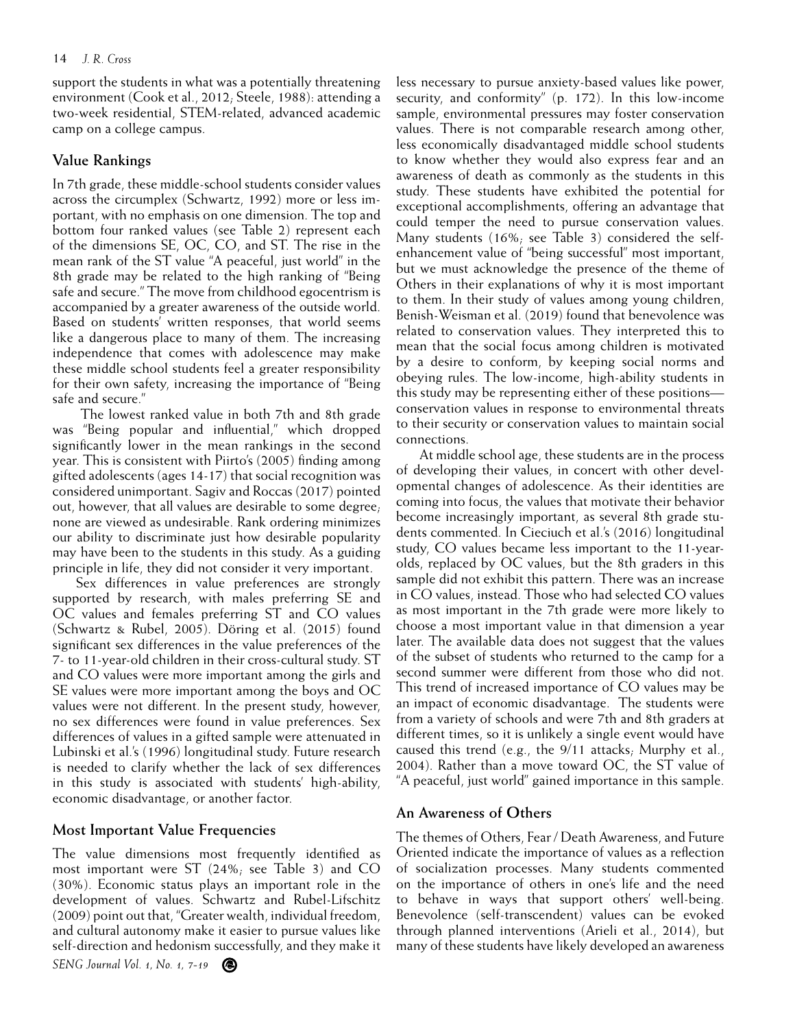support the students in what was a potentially threatening environment (Cook et al., 2012; Steele, 1988): attending a two-week residential, STEM-related, advanced academic camp on a college campus.

## Value Rankings

In 7th grade, these middle-school students consider values across the circumplex (Schwartz, 1992) more or less important, with no emphasis on one dimension. The top and bottom four ranked values (see Table 2) represent each of the dimensions SE, OC, CO, and ST. The rise in the mean rank of the ST value "A peaceful, just world" in the 8th grade may be related to the high ranking of "Being safe and secure." The move from childhood egocentrism is accompanied by a greater awareness of the outside world. Based on students' written responses, that world seems like a dangerous place to many of them. The increasing independence that comes with adolescence may make these middle school students feel a greater responsibility for their own safety, increasing the importance of "Being safe and secure."

The lowest ranked value in both 7th and 8th grade was "Being popular and influential," which dropped significantly lower in the mean rankings in the second year. This is consistent with Piirto's (2005) finding among gifted adolescents (ages 14-17) that social recognition was considered unimportant. Sagiv and Roccas (2017) pointed out, however, that all values are desirable to some degree; none are viewed as undesirable. Rank ordering minimizes our ability to discriminate just how desirable popularity may have been to the students in this study. As a guiding principle in life, they did not consider it very important.

Sex differences in value preferences are strongly supported by research, with males preferring SE and OC values and females preferring ST and CO values (Schwartz & Rubel, 2005). Döring et al. (2015) found significant sex differences in the value preferences of the 7- to 11-year-old children in their cross-cultural study. ST and CO values were more important among the girls and SE values were more important among the boys and OC values were not different. In the present study, however, no sex differences were found in value preferences. Sex differences of values in a gifted sample were attenuated in Lubinski et al.'s (1996) longitudinal study. Future research is needed to clarify whether the lack of sex differences in this study is associated with students' high-ability, economic disadvantage, or another factor.

## Most Important Value Frequencies

The value dimensions most frequently identified as most important were ST (24%; see Table 3) and CO (30%). Economic status plays an important role in the development of values. Schwartz and Rubel-Lifschitz (2009) point out that, "Greater wealth, individual freedom, and cultural autonomy make it easier to pursue values like self-direction and hedonism successfully, and they make it less necessary to pursue anxiety-based values like power, security, and conformity" (p. 172). In this low-income sample, environmental pressures may foster conservation values. There is not comparable research among other, less economically disadvantaged middle school students to know whether they would also express fear and an awareness of death as commonly as the students in this study. These students have exhibited the potential for exceptional accomplishments, offering an advantage that could temper the need to pursue conservation values. Many students (16%; see Table 3) considered the self-enhancement value of "being successful" most important, but we must acknowledge the presence of the theme of Others in their explanations of why it is most important to them. In their study of values among young children, Benish-Weisman et al. (2019) found that benevolence was related to conservation values. They interpreted this to mean that the social focus among children is motivated by a desire to conform, by keeping social norms and obeying rules. The low-income, high-ability students in this study may be representing either of these positions—conservation values in response to environmental threats to their security or conservation values to maintain social connections.

At middle school age, these students are in the process of developing their values, in concert with other developmental changes of adolescence. As their identities are coming into focus, the values that motivate their behavior become increasingly important, as several 8th grade students commented. In Cieciuch et al.'s (2016) longitudinal study, CO values became less important to the 11-year-olds, replaced by OC values, but the 8th graders in this sample did not exhibit this pattern. There was an increase in CO values, instead. Those who had selected CO values as most important in the 7th grade were more likely to choose a most important value in that dimension a year later. The available data does not suggest that the values of the subset of students who returned to the camp for a second summer were different from those who did not. This trend of increased importance of CO values may be an impact of economic disadvantage. The students were from a variety of schools and were 7th and 8th graders at different times, so it is unlikely a single event would have caused this trend (e.g., the 9/11 attacks; Murphy et al., 2004). Rather than a move toward OC, the ST value of "A peaceful, just world" gained importance in this sample.

## An Awareness of Others

The themes of Others, Fear / Death Awareness, and Future Oriented indicate the importance of values as a reflection of socialization processes. Many students commented on the importance of others in one's life and the need to behave in ways that support others' well-being. Benevolence (self-transcendent) values can be evoked through planned interventions (Arieli et al., 2014), but many of these students have likely developed an awareness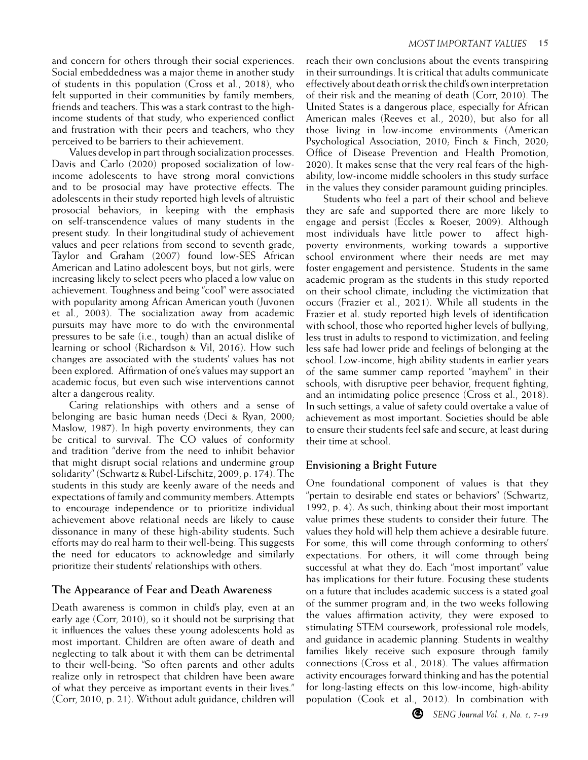and concern for others through their social experiences. Social embeddedness was a major theme in another study of students in this population (Cross et al., 2018), who felt supported in their communities by family members, friends and teachers. This was a stark contrast to the high-income students of that study, who experienced conflict and frustration with their peers and teachers, who they perceived to be barriers to their achievement.

Values develop in part through socialization processes. Davis and Carlo (2020) proposed socialization of low-income adolescents to have strong moral convictions and to be prosocial may have protective effects. The adolescents in their study reported high levels of altruistic prosocial behaviors, in keeping with the emphasis on self-transcendence values of many students in the present study. In their longitudinal study of achievement values and peer relations from second to seventh grade, Taylor and Graham (2007) found low-SES African American and Latino adolescent boys, but not girls, were increasing likely to select peers who placed a low value on achievement. Toughness and being "cool" were associated with popularity among African American youth (Juvonen et al., 2003). The socialization away from academic pursuits may have more to do with the environmental pressures to be safe (i.e., tough) than an actual dislike of learning or school (Richardson & Vil, 2016). How such changes are associated with the students' values has not been explored. Affirmation of one's values may support an academic focus, but even such wise interventions cannot alter a dangerous reality.

Caring relationships with others and a sense of belonging are basic human needs (Deci & Ryan, 2000; Maslow, 1987). In high poverty environments, they can be critical to survival. The CO values of conformity and tradition "derive from the need to inhibit behavior that might disrupt social relations and undermine group solidarity" (Schwartz & Rubel-Lifschitz, 2009, p. 174). The students in this study are keenly aware of the needs and expectations of family and community members. Attempts to encourage independence or to prioritize individual achievement above relational needs are likely to cause dissonance in many of these high-ability students. Such efforts may do real harm to their well-being. This suggests the need for educators to acknowledge and similarly prioritize their students' relationships with others.

## The Appearance of Fear and Death Awareness

Death awareness is common in child's play, even at an early age (Corr, 2010), so it should not be surprising that it influences the values these young adolescents hold as most important. Children are often aware of death and neglecting to talk about it with them can be detrimental to their well-being. "So often parents and other adults realize only in retrospect that children have been aware of what they perceive as important events in their lives." (Corr, 2010, p. 21). Without adult guidance, children will reach their own conclusions about the events transpiring in their surroundings. It is critical that adults communicate effectively about death or risk the child's own interpretation of their risk and the meaning of death (Corr, 2010). The United States is a dangerous place, especially for African American males (Reeves et al., 2020), but also for all those living in low-income environments (American Psychological Association, 2010; Finch & Finch, 2020; Office of Disease Prevention and Health Promotion, 2020). It makes sense that the very real fears of the high-ability, low-income middle schoolers in this study surface in the values they consider paramount guiding principles.

Students who feel a part of their school and believe they are safe and supported there are more likely to engage and persist (Eccles & Roeser, 2009). Although most individuals have little power to affect high-poverty environments, working towards a supportive school environment where their needs are met may foster engagement and persistence. Students in the same academic program as the students in this study reported on their school climate, including the victimization that occurs (Frazier et al., 2021). While all students in the Frazier et al. study reported high levels of identification with school, those who reported higher levels of bullying, less trust in adults to respond to victimization, and feeling less safe had lower pride and feelings of belonging at the school. Low-income, high ability students in earlier years of the same summer camp reported "mayhem" in their schools, with disruptive peer behavior, frequent fighting, and an intimidating police presence (Cross et al., 2018). In such settings, a value of safety could overtake a value of achievement as most important. Societies should be able to ensure their students feel safe and secure, at least during their time at school.

## Envisioning a Bright Future

One foundational component of values is that they "pertain to desirable end states or behaviors" (Schwartz, 1992, p. 4). As such, thinking about their most important value primes these students to consider their future. The values they hold will help them achieve a desirable future. For some, this will come through conforming to others' expectations. For others, it will come through being successful at what they do. Each "most important" value has implications for their future. Focusing these students on a future that includes academic success is a stated goal of the summer program and, in the two weeks following the values affirmation activity, they were exposed to stimulating STEM coursework, professional role models, and guidance in academic planning. Students in wealthy families likely receive such exposure through family connections (Cross et al., 2018). The values affirmation activity encourages forward thinking and has the potential for long-lasting effects on this low-income, high-ability population (Cook et al., 2012). In combination with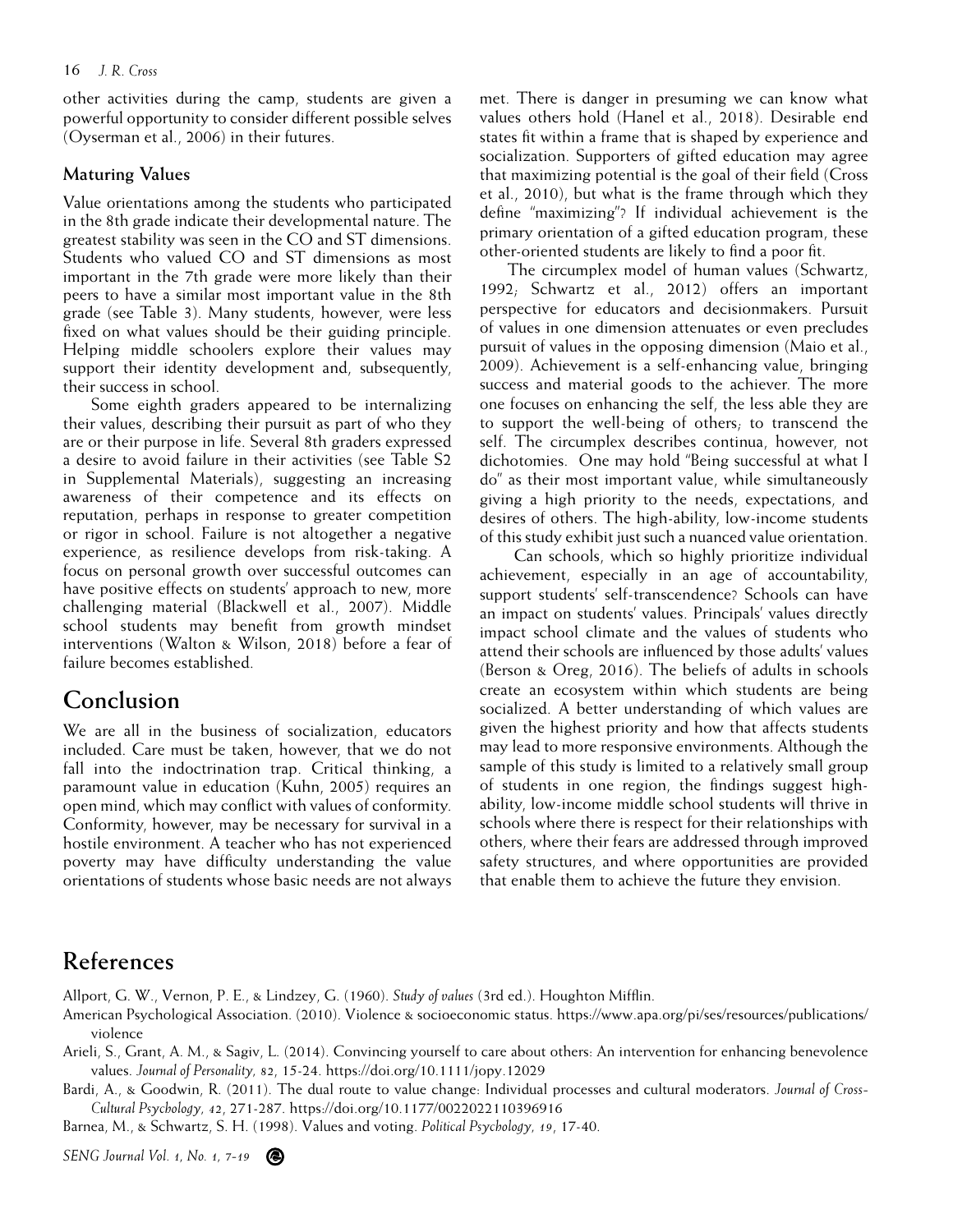other activities during the camp, students are given a powerful opportunity to consider different possible selves (Oyserman et al., 2006) in their futures.

### Maturing Values

Value orientations among the students who participated in the 8th grade indicate their developmental nature. The greatest stability was seen in the CO and ST dimensions. Students who valued CO and ST dimensions as most important in the 7th grade were more likely than their peers to have a similar most important value in the 8th grade (see Table 3). Many students, however, were less fixed on what values should be their guiding principle. Helping middle schoolers explore their values may support their identity development and, subsequently, their success in school.

Some eighth graders appeared to be internalizing their values, describing their pursuit as part of who they are or their purpose in life. Several 8th graders expressed a desire to avoid failure in their activities (see Table S2 in Supplemental Materials), suggesting an increasing awareness of their competence and its effects on reputation, perhaps in response to greater competition or rigor in school. Failure is not altogether a negative experience, as resilience develops from risk-taking. A focus on personal growth over successful outcomes can have positive effects on students' approach to new, more challenging material (Blackwell et al., 2007). Middle school students may benefit from growth mindset interventions (Walton & Wilson, 2018) before a fear of failure becomes established.

## Conclusion

We are all in the business of socialization, educators included. Care must be taken, however, that we do not fall into the indoctrination trap. Critical thinking, a paramount value in education (Kuhn, 2005) requires an open mind, which may conflict with values of conformity. Conformity, however, may be necessary for survival in a hostile environment. A teacher who has not experienced poverty may have difficulty understanding the value orientations of students whose basic needs are not always met. There is danger in presuming we can know what values others hold (Hanel et al., 2018). Desirable end states fit within a frame that is shaped by experience and socialization. Supporters of gifted education may agree that maximizing potential is the goal of their field (Cross et al., 2010), but what is the frame through which they define "maximizing"? If individual achievement is the primary orientation of a gifted education program, these other-oriented students are likely to find a poor fit.

The circumplex model of human values (Schwartz, 1992; Schwartz et al., 2012) offers an important perspective for educators and decisionmakers. Pursuit of values in one dimension attenuates or even precludes pursuit of values in the opposing dimension (Maio et al., 2009). Achievement is a self-enhancing value, bringing success and material goods to the achiever. The more one focuses on enhancing the self, the less able they are to support the well-being of others; to transcend the self. The circumplex describes continua, however, not dichotomies. One may hold "Being successful at what I do" as their most important value, while simultaneously giving a high priority to the needs, expectations, and desires of others. The high-ability, low-income students of this study exhibit just such a nuanced value orientation.

Can schools, which so highly prioritize individual achievement, especially in an age of accountability, support students' self-transcendence? Schools can have an impact on students' values. Principals' values directly impact school climate and the values of students who attend their schools are influenced by those adults' values (Berson & Oreg, 2016). The beliefs of adults in schools create an ecosystem within which students are being socialized. A better understanding of which values are given the highest priority and how that affects students may lead to more responsive environments. Although the sample of this study is limited to a relatively small group of students in one region, the findings suggest high-ability, low-income middle school students will thrive in schools where there is respect for their relationships with others, where their fears are addressed through improved safety structures, and where opportunities are provided that enable them to achieve the future they envision.

## References

Allport, G. W., Vernon, P. E., & Lindzey, G. (1960). *Study of values* (3rd ed.). Houghton Mifflin.

American Psychological Association. (2010). Violence & socioeconomic status. https://www.apa.org/pi/ses/resources/publications/violence

Arieli, S., Grant, A. M., & Sagiv, L. (2014). Convincing yourself to care about others: An intervention for enhancing benevolence values. *Journal of Personality, 82*, 15-24. https://doi.org/10.1111/jopy.12029

Bardi, A., & Goodwin, R. (2011). The dual route to value change: Individual processes and cultural moderators. *Journal of Cross-Cultural Psychology, 42*, 271-287. https://doi.org/10.1177/0022022110396916

Barnea, M., & Schwartz, S. H. (1998). Values and voting. *Political Psychology, 19*, 17-40.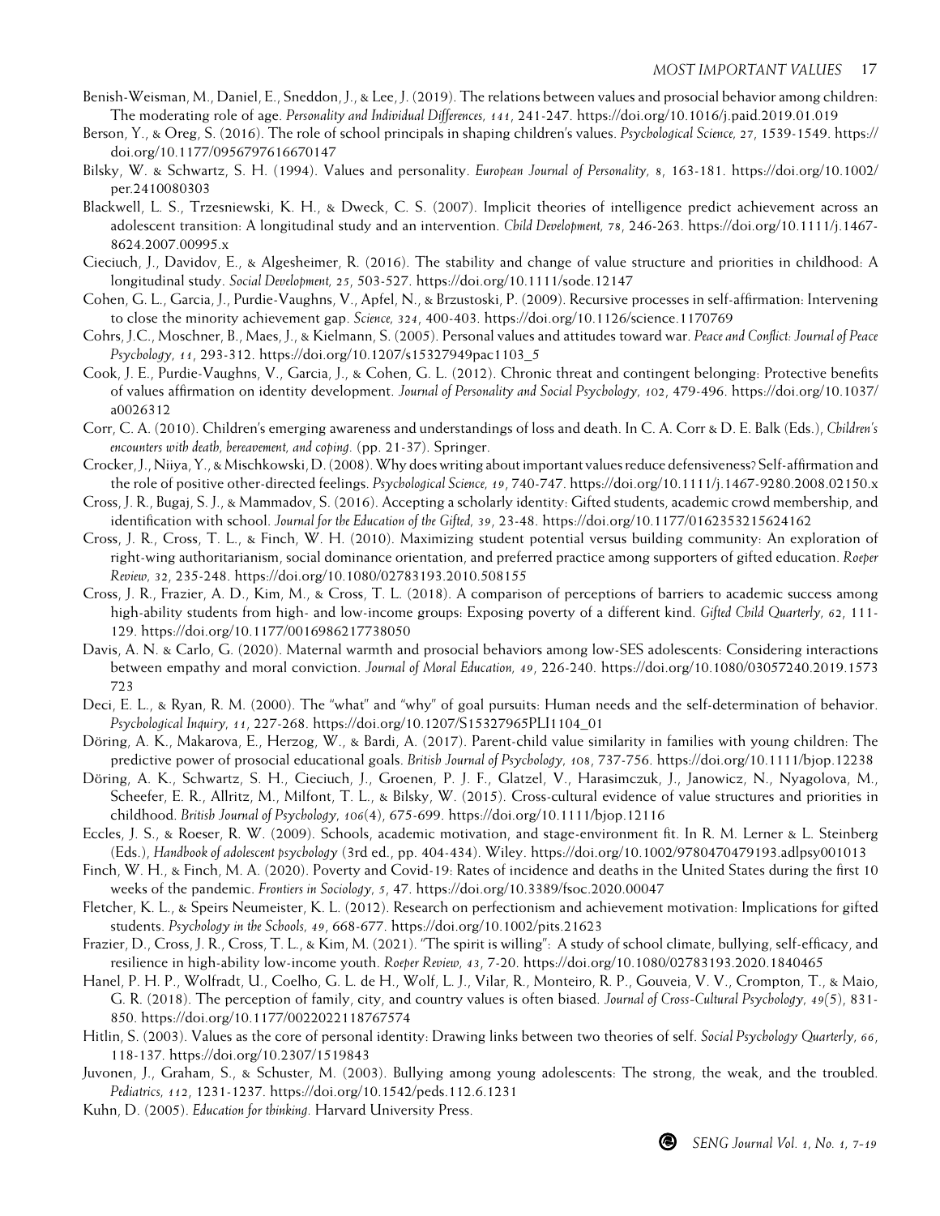Benish-Weisman, M., Daniel, E., Sneddon, J., & Lee, J. (2019). The relations between values and prosocial behavior among children: The moderating role of age. *Personality and Individual Differences, 141*, 241-247. https://doi.org/10.1016/j.paid.2019.01.019

Berson, Y., & Oreg, S. (2016). The role of school principals in shaping children's values. *Psychological Science, 27*, 1539-1549. https://doi.org/10.1177/0956797616670147

Bilsky, W. & Schwartz, S. H. (1994). Values and personality. *European Journal of Personality, 8*, 163-181. https://doi.org/10.1002/per.2410080303

Blackwell, L. S., Trzesniewski, K. H., & Dweck, C. S. (2007). Implicit theories of intelligence predict achievement across an adolescent transition: A longitudinal study and an intervention. *Child Development, 78*, 246-263. https://doi.org/10.1111/j.1467-8624.2007.00995.x

Cieciuch, J., Davidov, E., & Algesheimer, R. (2016). The stability and change of value structure and priorities in childhood: A longitudinal study. *Social Development, 25*, 503-527. https://doi.org/10.1111/sode.12147

Cohen, G. L., Garcia, J., Purdie-Vaughns, V., Apfel, N., & Brzustoski, P. (2009). Recursive processes in self-affirmation: Intervening to close the minority achievement gap. *Science, 324*, 400-403. https://doi.org/10.1126/science.1170769

Cohrs, J.C., Moschner, B., Maes, J., & Kielmann, S. (2005). Personal values and attitudes toward war. *Peace and Conflict: Journal of Peace Psychology, 11*, 293-312. https://doi.org/10.1207/s15327949pac1103_5

Cook, J. E., Purdie-Vaughns, V., Garcia, J., & Cohen, G. L. (2012). Chronic threat and contingent belonging: Protective benefits of values affirmation on identity development. *Journal of Personality and Social Psychology, 102*, 479-496. https://doi.org/10.1037/a0026312

Corr, C. A. (2010). Children's emerging awareness and understandings of loss and death. In C. A. Corr & D. E. Balk (Eds.), *Children's encounters with death, bereavement, and coping.* (pp. 21-37). Springer.

Crocker, J., Niiya, Y., & Mischkowski, D. (2008). Why does writing about important values reduce defensiveness? Self-affirmation and the role of positive other-directed feelings. *Psychological Science, 19*, 740-747. https://doi.org/10.1111/j.1467-9280.2008.02150.x

Cross, J. R., Bugaj, S. J., & Mammadov, S. (2016). Accepting a scholarly identity: Gifted students, academic crowd membership, and identification with school. *Journal for the Education of the Gifted, 39*, 23-48. https://doi.org/10.1177/0162353215624162

Cross, J. R., Cross, T. L., & Finch, W. H. (2010). Maximizing student potential versus building community: An exploration of right-wing authoritarianism, social dominance orientation, and preferred practice among supporters of gifted education. *Roeper Review, 32*, 235-248. https://doi.org/10.1080/02783193.2010.508155

Cross, J. R., Frazier, A. D., Kim, M., & Cross, T. L. (2018). A comparison of perceptions of barriers to academic success among high-ability students from high- and low-income groups: Exposing poverty of a different kind. *Gifted Child Quarterly, 62*, 111-129. https://doi.org/10.1177/0016986217738050

Davis, A. N. & Carlo, G. (2020). Maternal warmth and prosocial behaviors among low-SES adolescents: Considering interactions between empathy and moral conviction. *Journal of Moral Education, 49*, 226-240. https://doi.org/10.1080/03057240.2019.1573723

Deci, E. L., & Ryan, R. M. (2000). The "what" and "why" of goal pursuits: Human needs and the self-determination of behavior. *Psychological Inquiry, 11*, 227-268. https://doi.org/10.1207/S15327965PLI1104_01

Döring, A. K., Makarova, E., Herzog, W., & Bardi, A. (2017). Parent-child value similarity in families with young children: The predictive power of prosocial educational goals. *British Journal of Psychology, 108*, 737-756. https://doi.org/10.1111/bjop.12238

Döring, A. K., Schwartz, S. H., Cieciuch, J., Groenen, P. J. F., Glatzel, V., Harasimczuk, J., Janowicz, N., Nyagolova, M., Scheefer, E. R., Allritz, M., Milfont, T. L., & Bilsky, W. (2015). Cross-cultural evidence of value structures and priorities in childhood. *British Journal of Psychology, 106*(4), 675-699. https://doi.org/10.1111/bjop.12116

Eccles, J. S., & Roeser, R. W. (2009). Schools, academic motivation, and stage-environment fit. In R. M. Lerner & L. Steinberg (Eds.), *Handbook of adolescent psychology* (3rd ed., pp. 404-434). Wiley. https://doi.org/10.1002/9780470479193.adlpsy001013

Finch, W. H., & Finch, M. A. (2020). Poverty and Covid-19: Rates of incidence and deaths in the United States during the first 10 weeks of the pandemic. *Frontiers in Sociology, 5*, 47. https://doi.org/10.3389/fsoc.2020.00047

Fletcher, K. L., & Speirs Neumeister, K. L. (2012). Research on perfectionism and achievement motivation: Implications for gifted students. *Psychology in the Schools, 49*, 668-677. https://doi.org/10.1002/pits.21623

Frazier, D., Cross, J. R., Cross, T. L., & Kim, M. (2021). "The spirit is willing": A study of school climate, bullying, self-efficacy, and resilience in high-ability low-income youth. *Roeper Review, 43*, 7-20. https://doi.org/10.1080/02783193.2020.1840465

Hanel, P. H. P., Wolfradt, U., Coelho, G. L. de H., Wolf, L. J., Vilar, R., Monteiro, R. P., Gouveia, V. V., Crompton, T., & Maio, G. R. (2018). The perception of family, city, and country values is often biased. *Journal of Cross-Cultural Psychology, 49*(5), 831-850. https://doi.org/10.1177/0022022118767574

Hitlin, S. (2003). Values as the core of personal identity: Drawing links between two theories of self. *Social Psychology Quarterly, 66*, 118-137. https://doi.org/10.2307/1519843

Juvonen, J., Graham, S., & Schuster, M. (2003). Bullying among young adolescents: The strong, the weak, and the troubled. *Pediatrics, 112*, 1231-1237. https://doi.org/10.1542/peds.112.6.1231

Kuhn, D. (2005). *Education for thinking.* Harvard University Press.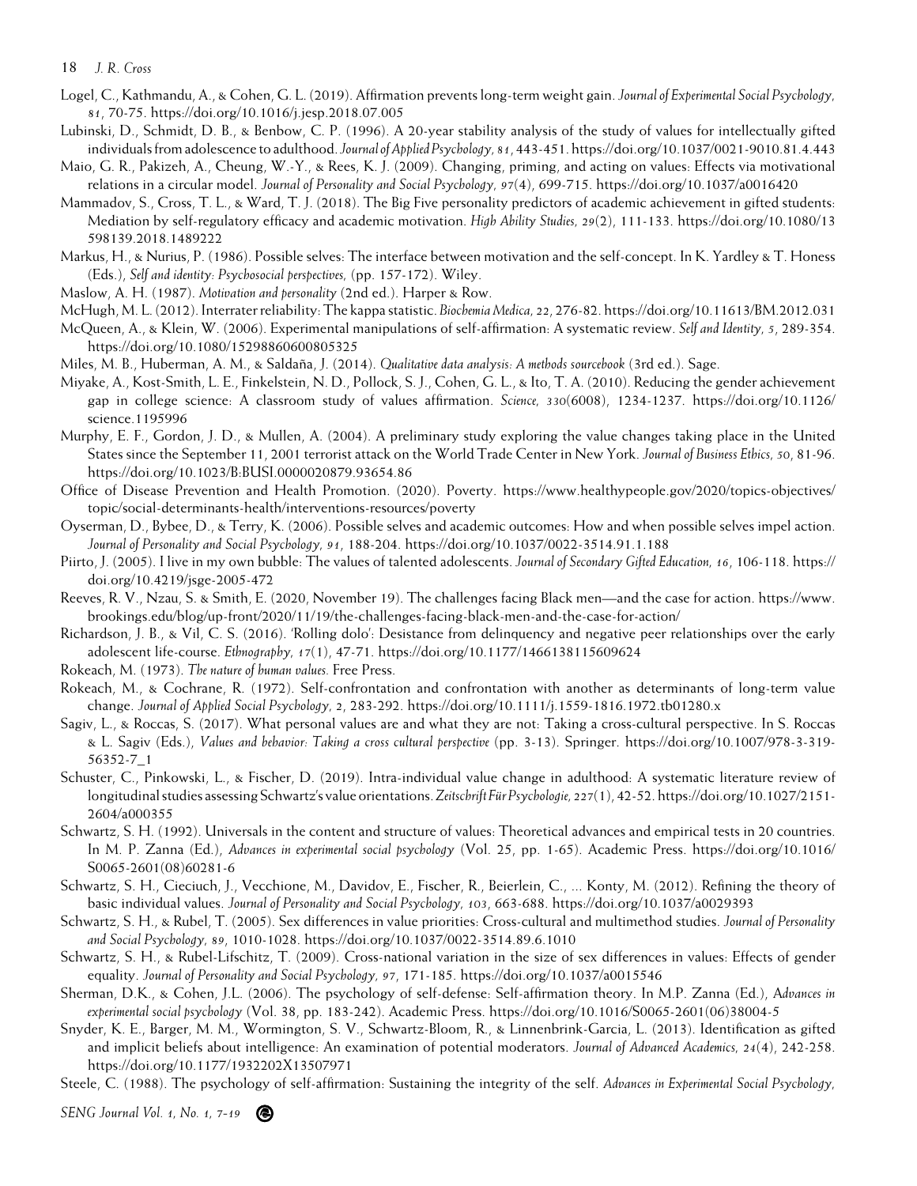Logel, C., Kathmandu, A., & Cohen, G. L. (2019). Affirmation prevents long-term weight gain. *Journal of Experimental Social Psychology, 81*, 70-75. https://doi.org/10.1016/j.jesp.2018.07.005

Lubinski, D., Schmidt, D. B., & Benbow, C. P. (1996). A 20-year stability analysis of the study of values for intellectually gifted individuals from adolescence to adulthood. *Journal of Applied Psychology, 81*, 443-451. https://doi.org/10.1037/0021-9010.81.4.443

Maio, G. R., Pakizeh, A., Cheung, W.-Y., & Rees, K. J. (2009). Changing, priming, and acting on values: Effects via motivational relations in a circular model. *Journal of Personality and Social Psychology, 97*(4), 699-715. https://doi.org/10.1037/a0016420

Mammadov, S., Cross, T. L., & Ward, T. J. (2018). The Big Five personality predictors of academic achievement in gifted students: Mediation by self-regulatory efficacy and academic motivation. *High Ability Studies, 29*(2), 111-133. https://doi.org/10.1080/13598139.2018.1489222

Markus, H., & Nurius, P. (1986). Possible selves: The interface between motivation and the self-concept. In K. Yardley & T. Honess (Eds.), *Self and identity: Psychosocial perspectives,* (pp. 157-172). Wiley.

Maslow, A. H. (1987). *Motivation and personality* (2nd ed.). Harper & Row.

McHugh, M. L. (2012). Interrater reliability: The kappa statistic. *Biochemia Medica, 22*, 276-82. https://doi.org/10.11613/BM.2012.031

McQueen, A., & Klein, W. (2006). Experimental manipulations of self-affirmation: A systematic review. *Self and Identity, 5*, 289-354. https://doi.org/10.1080/15298860600805325

Miles, M. B., Huberman, A. M., & Saldaña, J. (2014). *Qualitative data analysis: A methods sourcebook* (3rd ed.). Sage.

Miyake, A., Kost-Smith, L. E., Finkelstein, N. D., Pollock, S. J., Cohen, G. L., & Ito, T. A. (2010). Reducing the gender achievement gap in college science: A classroom study of values affirmation. *Science, 330*(6008), 1234-1237. https://doi.org/10.1126/science.1195996

Murphy, E. F., Gordon, J. D., & Mullen, A. (2004). A preliminary study exploring the value changes taking place in the United States since the September 11, 2001 terrorist attack on the World Trade Center in New York. *Journal of Business Ethics, 50*, 81-96. https://doi.org/10.1023/B:BUSI.0000020879.93654.86

Office of Disease Prevention and Health Promotion. (2020). Poverty. https://www.healthypeople.gov/2020/topics-objectives/topic/social-determinants-health/interventions-resources/poverty

Oyserman, D., Bybee, D., & Terry, K. (2006). Possible selves and academic outcomes: How and when possible selves impel action. *Journal of Personality and Social Psychology, 91*, 188-204. https://doi.org/10.1037/0022-3514.91.1.188

Piirto, J. (2005). I live in my own bubble: The values of talented adolescents. *Journal of Secondary Gifted Education, 16*, 106-118. https://doi.org/10.4219/jsge-2005-472

Reeves, R. V., Nzau, S. & Smith, E. (2020, November 19). The challenges facing Black men—and the case for action. https://www.brookings.edu/blog/up-front/2020/11/19/the-challenges-facing-black-men-and-the-case-for-action/

Richardson, J. B., & Vil, C. S. (2016). 'Rolling dolo': Desistance from delinquency and negative peer relationships over the early adolescent life-course. *Ethnography, 17*(1), 47-71. https://doi.org/10.1177/1466138115609624

Rokeach, M. (1973). *The nature of human values.* Free Press.

Rokeach, M., & Cochrane, R. (1972). Self-confrontation and confrontation with another as determinants of long-term value change. *Journal of Applied Social Psychology, 2*, 283-292. https://doi.org/10.1111/j.1559-1816.1972.tb01280.x

Sagiv, L., & Roccas, S. (2017). What personal values are and what they are not: Taking a cross-cultural perspective. In S. Roccas & L. Sagiv (Eds.), *Values and behavior: Taking a cross cultural perspective* (pp. 3-13). Springer. https://doi.org/10.1007/978-3-319-56352-7_1

Schuster, C., Pinkowski, L., & Fischer, D. (2019). Intra-individual value change in adulthood: A systematic literature review of longitudinal studies assessing Schwartz's value orientations. *Zeitschrift Für Psychologie, 227*(1), 42-52. https://doi.org/10.1027/2151-2604/a000355

Schwartz, S. H. (1992). Universals in the content and structure of values: Theoretical advances and empirical tests in 20 countries. In M. P. Zanna (Ed.), *Advances in experimental social psychology* (Vol. 25, pp. 1-65). Academic Press. https://doi.org/10.1016/S0065-2601(08)60281-6

Schwartz, S. H., Cieciuch, J., Vecchione, M., Davidov, E., Fischer, R., Beierlein, C., ... Konty, M. (2012). Refining the theory of basic individual values. *Journal of Personality and Social Psychology, 103*, 663-688. https://doi.org/10.1037/a0029393

Schwartz, S. H., & Rubel, T. (2005). Sex differences in value priorities: Cross-cultural and multimethod studies. *Journal of Personality and Social Psychology, 89*, 1010-1028. https://doi.org/10.1037/0022-3514.89.6.1010

Schwartz, S. H., & Rubel-Lifschitz, T. (2009). Cross-national variation in the size of sex differences in values: Effects of gender equality. *Journal of Personality and Social Psychology, 97*, 171-185. https://doi.org/10.1037/a0015546

Sherman, D.K., & Cohen, J.L. (2006). The psychology of self-defense: Self-affirmation theory. In M.P. Zanna (Ed.), *Advances in experimental social psychology* (Vol. 38, pp. 183-242). Academic Press. https://doi.org/10.1016/S0065-2601(06)38004-5

Snyder, K. E., Barger, M. M., Wormington, S. V., Schwartz-Bloom, R., & Linnenbrink-Garcia, L. (2013). Identification as gifted and implicit beliefs about intelligence: An examination of potential moderators. *Journal of Advanced Academics, 24*(4), 242-258. https://doi.org/10.1177/1932202X13507971

Steele, C. (1988). The psychology of self-affirmation: Sustaining the integrity of the self. *Advances in Experimental Social Psychology,*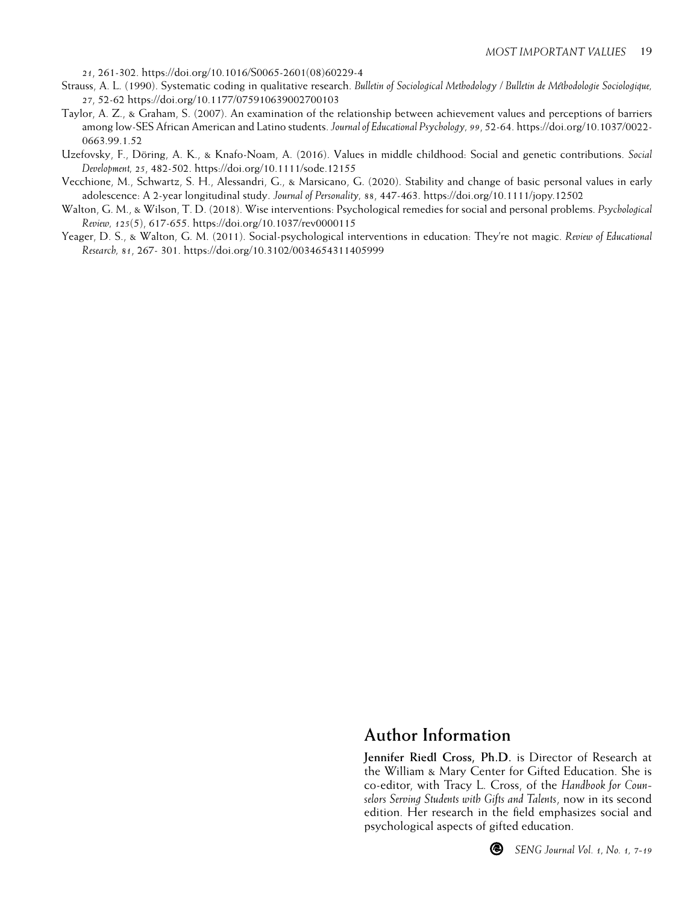*21*, 261-302. https://doi.org/10.1016/S0065-2601(08)60229-4

Strauss, A. L. (1990). Systematic coding in qualitative research. *Bulletin of Sociological Methodology / Bulletin de Méthodologie Sociologique, 27*, 52-62 https://doi.org/10.1177/075910639002700103

Taylor, A. Z., & Graham, S. (2007). An examination of the relationship between achievement values and perceptions of barriers among low-SES African American and Latino students. *Journal of Educational Psychology, 99*, 52-64. https://doi.org/10.1037/0022-0663.99.1.52

Uzefovsky, F., Döring, A. K., & Knafo-Noam, A. (2016). Values in middle childhood: Social and genetic contributions. *Social Development, 25*, 482-502. https://doi.org/10.1111/sode.12155

Vecchione, M., Schwartz, S. H., Alessandri, G., & Marsicano, G. (2020). Stability and change of basic personal values in early adolescence: A 2-year longitudinal study. *Journal of Personality, 88*, 447-463. https://doi.org/10.1111/jopy.12502

Walton, G. M., & Wilson, T. D. (2018). Wise interventions: Psychological remedies for social and personal problems. *Psychological Review, 125*(5), 617-655. https://doi.org/10.1037/rev0000115

Yeager, D. S., & Walton, G. M. (2011). Social-psychological interventions in education: They're not magic. *Review of Educational Research, 81*, 267- 301. https://doi.org/10.3102/0034654311405999

## Author Information

**Jennifer Riedl Cross, Ph.D.** is Director of Research at the William & Mary Center for Gifted Education. She is co-editor, with Tracy L. Cross, of the *Handbook for Counselors Serving Students with Gifts and Talents*, now in its second edition. Her research in the field emphasizes social and psychological aspects of gifted education.